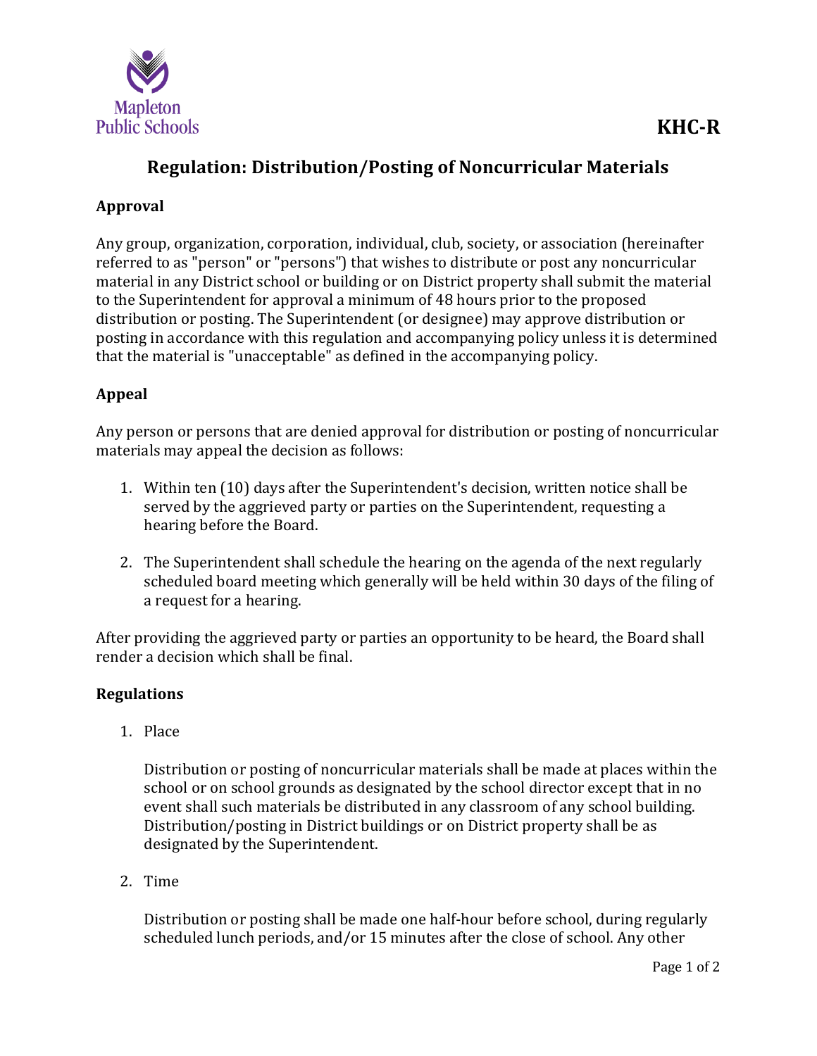Mapleton Public Schools

# KHC-R

## Regulation: Distribution/Posting of Noncurricular Materials

### Approval

Any group, organization, corporation, individual, club, society, or association (hereinafter referred to as "person" or "persons") that wishes to distribute or post any noncurricular material in any District school or building or on District property shall submit the material to the Superintendent for approval a minimum of 48 hours prior to the proposed distribution or posting. The Superintendent (or designee) may approve distribution or posting in accordance with this regulation and accompanying policy unless it is determined that the material is "unacceptable" as defined in the accompanying policy.

### Appeal

Any person or persons that are denied approval for distribution or posting of noncurricular materials may appeal the decision as follows:

1. Within ten (10) days after the Superintendent's decision, written notice shall be served by the aggrieved party or parties on the Superintendent, requesting a hearing before the Board.

2. The Superintendent shall schedule the hearing on the agenda of the next regularly scheduled board meeting which generally will be held within 30 days of the filing of a request for a hearing.

After providing the aggrieved party or parties an opportunity to be heard, the Board shall render a decision which shall be final.

### Regulations

1. Place

   Distribution or posting of noncurricular materials shall be made at places within the school or on school grounds as designated by the school director except that in no event shall such materials be distributed in any classroom of any school building. Distribution/posting in District buildings or on District property shall be as designated by the Superintendent.

2. Time

   Distribution or posting shall be made one half-hour before school, during regularly scheduled lunch periods, and/or 15 minutes after the close of school. Any other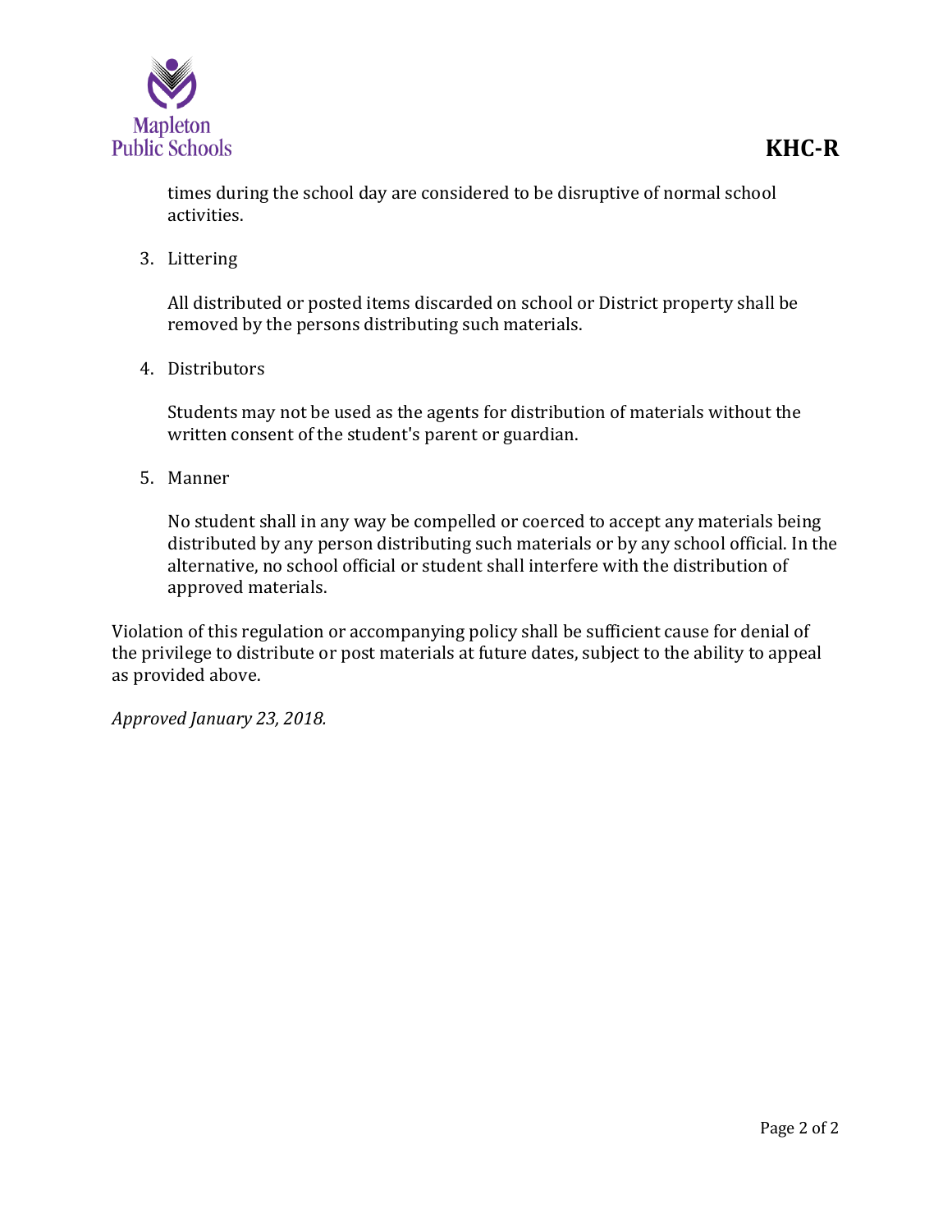times during the school day are considered to be disruptive of normal school activities.

3. Littering

   All distributed or posted items discarded on school or District property shall be removed by the persons distributing such materials.

4. Distributors

   Students may not be used as the agents for distribution of materials without the written consent of the student's parent or guardian.

5. Manner

   No student shall in any way be compelled or coerced to accept any materials being distributed by any person distributing such materials or by any school official. In the alternative, no school official or student shall interfere with the distribution of approved materials.

Violation of this regulation or accompanying policy shall be sufficient cause for denial of the privilege to distribute or post materials at future dates, subject to the ability to appeal as provided above.

*Approved January 23, 2018.*